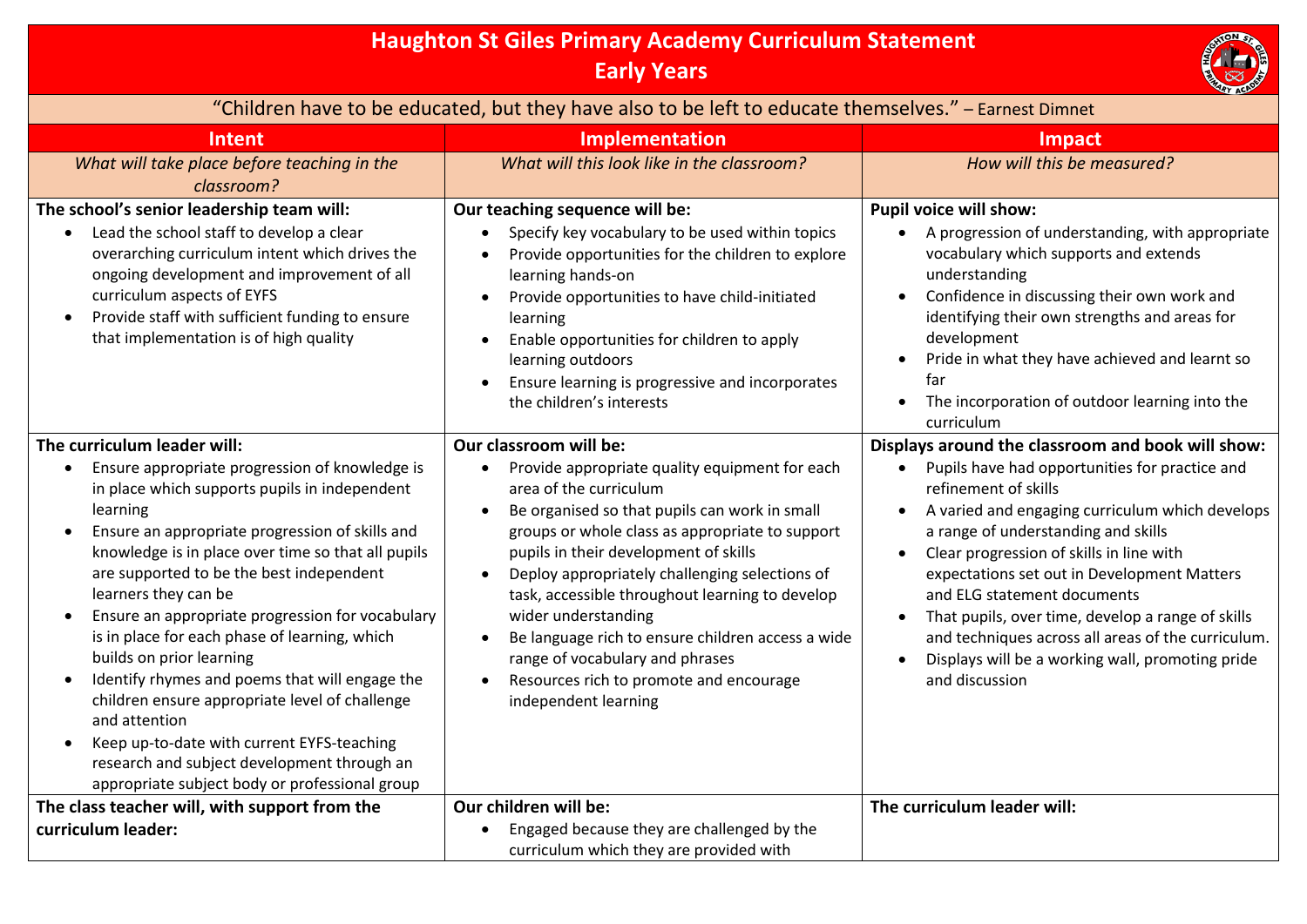# Haughton St Giles Primary Academy Curriculum Statement
## Early Years

"Children have to be educated, but they have also to be left to educate themselves." – Earnest Dimnet

| Intent | Implementation | Impact |
|---|---|---|
| *What will take place before teaching in the classroom?* | *What will this look like in the classroom?* | *How will this be measured?* |
| **The school's senior leadership team will:**<br>• Lead the school staff to develop a clear overarching curriculum intent which drives the ongoing development and improvement of all curriculum aspects of EYFS<br>• Provide staff with sufficient funding to ensure that implementation is of high quality | **Our teaching sequence will be:**<br>• Specify key vocabulary to be used within topics<br>• Provide opportunities for the children to explore learning hands-on<br>• Provide opportunities to have child-initiated learning<br>• Enable opportunities for children to apply learning outdoors<br>• Ensure learning is progressive and incorporates the children's interests | **Pupil voice will show:**<br>• A progression of understanding, with appropriate vocabulary which supports and extends understanding<br>• Confidence in discussing their own work and identifying their own strengths and areas for development<br>• Pride in what they have achieved and learnt so far<br>• The incorporation of outdoor learning into the curriculum |
| **The curriculum leader will:**<br>• Ensure appropriate progression of knowledge is in place which supports pupils in independent learning<br>• Ensure an appropriate progression of skills and knowledge is in place over time so that all pupils are supported to be the best independent learners they can be<br>• Ensure an appropriate progression for vocabulary is in place for each phase of learning, which builds on prior learning<br>• Identify rhymes and poems that will engage the children ensure appropriate level of challenge and attention<br>• Keep up-to-date with current EYFS-teaching research and subject development through an appropriate subject body or professional group | **Our classroom will be:**<br>• Provide appropriate quality equipment for each area of the curriculum<br>• Be organised so that pupils can work in small groups or whole class as appropriate to support pupils in their development of skills<br>• Deploy appropriately challenging selections of task, accessible throughout learning to develop wider understanding<br>• Be language rich to ensure children access a wide range of vocabulary and phrases<br>• Resources rich to promote and encourage independent learning | **Displays around the classroom and book will show:**<br>• Pupils have had opportunities for practice and refinement of skills<br>• A varied and engaging curriculum which develops a range of understanding and skills<br>• Clear progression of skills in line with expectations set out in Development Matters and ELG statement documents<br>• That pupils, over time, develop a range of skills and techniques across all areas of the curriculum.<br>• Displays will be a working wall, promoting pride and discussion |
| **The class teacher will, with support from the curriculum leader:** | **Our children will be:**<br>• Engaged because they are challenged by the curriculum which they are provided with | **The curriculum leader will:** |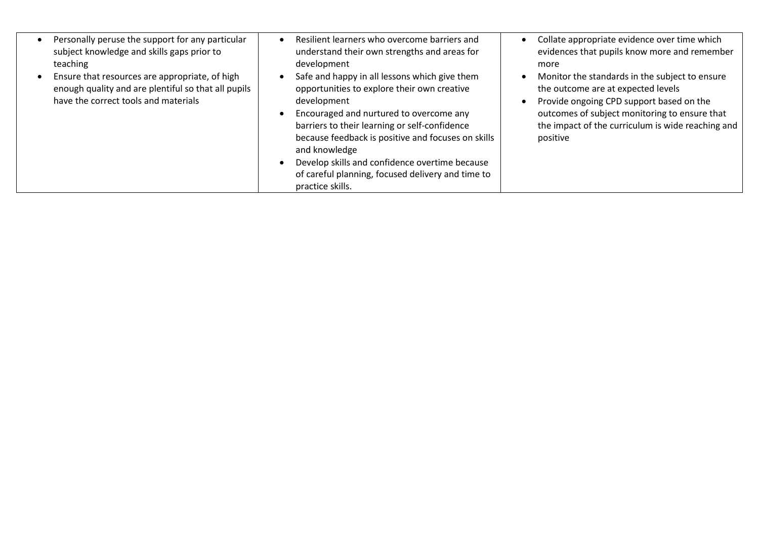| | | |
|---|---|---|
| • Personally peruse the support for any particular subject knowledge and skills gaps prior to teaching<br>• Ensure that resources are appropriate, of high enough quality and are plentiful so that all pupils have the correct tools and materials | • Resilient learners who overcome barriers and understand their own strengths and areas for development<br>• Safe and happy in all lessons which give them opportunities to explore their own creative development<br>• Encouraged and nurtured to overcome any barriers to their learning or self-confidence because feedback is positive and focuses on skills and knowledge<br>• Develop skills and confidence overtime because of careful planning, focused delivery and time to practice skills. | • Collate appropriate evidence over time which evidences that pupils know more and remember more<br>• Monitor the standards in the subject to ensure the outcome are at expected levels<br>• Provide ongoing CPD support based on the outcomes of subject monitoring to ensure that the impact of the curriculum is wide reaching and positive |